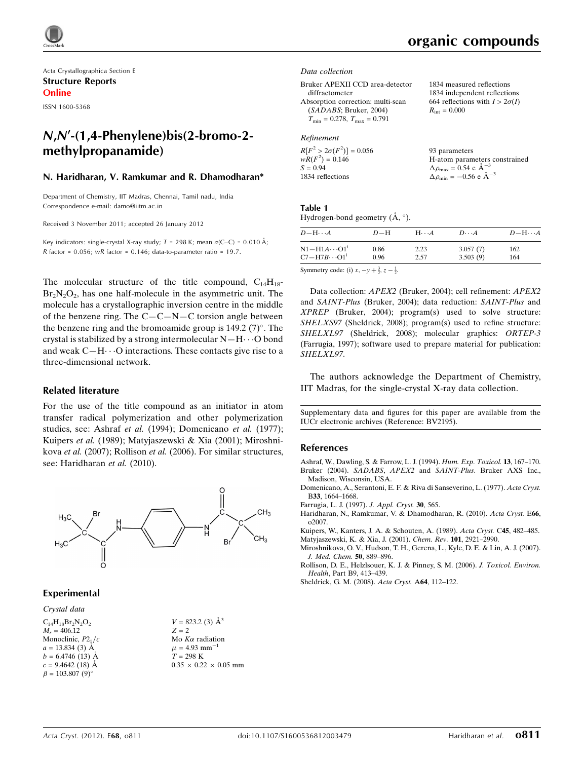Acta Crystallographica Section E

**Structure Reports Online**

ISSN 1600-5368

# N,N′-(1,4-Phenylene)bis(2-bromo-2-methylpropanamide)

**N. Haridharan, V. Ramkumar and R. Dhamodharan***

Department of Chemistry, IIT Madras, Chennai, Tamil nadu, India
Correspondence e-mail: damo@iitm.ac.in

Received 3 November 2011; accepted 26 January 2012

Key indicators: single-crystal X-ray study; $T = 298$ K; mean $\sigma$(C–C) = 0.010 Å; $R$ factor = 0.056; $wR$ factor = 0.146; data-to-parameter ratio = 19.7.

The molecular structure of the title compound, $C_{14}H_{18}Br_2N_2O_2$, has one half-molecule in the asymmetric unit. The molecule has a crystallographic inversion centre in the middle of the benzene ring. The C—C—N—C torsion angle between the benzene ring and the bromoamide group is 149.2 (7)°. The crystal is stabilized by a strong intermolecular N—H···O bond and weak C—H···O interactions. These contacts give rise to a three-dimensional network.

## Related literature

For the use of the title compound as an initiator in atom transfer radical polymerization and other polymerization studies, see: Ashraf *et al.* (1994); Domenicano *et al.* (1977); Kuipers *et al.* (1989); Matyjaszewski & Xia (2001); Miroshnikova *et al.* (2007); Rollison *et al.* (2006). For similar structures, see: Haridharan *et al.* (2010).

## Experimental

### Crystal data

$C_{14}H_{18}Br_2N_2O_2$
$M_r = 406.12$
Monoclinic, $P2_1/c$
$a = 13.834$ (3) Å
$b = 6.4746$ (13) Å
$c = 9.4642$ (18) Å
$\beta = 103.807$ (9)°
$V = 823.2$ (3) Å$^3$
$Z = 2$
Mo $K\alpha$ radiation
$\mu = 4.93$ mm$^{-1}$
$T = 298$ K
0.35 × 0.22 × 0.05 mm

### Data collection

Bruker APEXII CCD area-detector diffractometer
Absorption correction: multi-scan (*SADABS*; Bruker, 2004)
$T_{min} = 0.278$, $T_{max} = 0.791$
1834 measured reflections
1834 independent reflections
664 reflections with $I > 2\sigma(I)$
$R_{int} = 0.000$

### Refinement

$R[F^2 > 2\sigma(F^2)] = 0.056$
$wR(F^2) = 0.146$
$S = 0.94$
1834 reflections
93 parameters
H-atom parameters constrained
$\Delta\rho_{max} = 0.54$ e Å$^{-3}$
$\Delta\rho_{min} = -0.56$ e Å$^{-3}$

**Table 1**
Hydrogen-bond geometry (Å, °).

| $D$—H···$A$ | $D$—H | H···$A$ | $D$···$A$ | $D$—H···$A$ |
|---|---|---|---|---|
| N1—H1$A$···O1$^{i}$ | 0.86 | 2.23 | 3.057 (7) | 162 |
| C7—H7$B$···O1$^{i}$ | 0.96 | 2.57 | 3.503 (9) | 164 |

Symmetry code: (i) $x, -y + \frac{3}{2}, z - \frac{1}{2}$.

Data collection: *APEX2* (Bruker, 2004); cell refinement: *APEX2* and *SAINT-Plus* (Bruker, 2004); data reduction: *SAINT-Plus* and *XPREP* (Bruker, 2004); program(s) used to solve structure: *SHELXS97* (Sheldrick, 2008); program(s) used to refine structure: *SHELXL97* (Sheldrick, 2008); molecular graphics: *ORTEP-3* (Farrugia, 1997); software used to prepare material for publication: *SHELXL97*.

The authors acknowledge the Department of Chemistry, IIT Madras, for the single-crystal X-ray data collection.

Supplementary data and figures for this paper are available from the IUCr electronic archives (Reference: BV2195).

## References

Ashraf, W., Dawling, S. & Farrow, L. J. (1994). *Hum. Exp. Toxicol.* **13**, 167–170.
Bruker (2004). *SADABS*, *APEX2* and *SAINT-Plus*. Bruker AXS Inc., Madison, Wisconsin, USA.
Domenicano, A., Serantoni, E. F. & Riva di Sanseverino, L. (1977). *Acta Cryst.* B**33**, 1664–1668.
Farrugia, L. J. (1997). *J. Appl. Cryst.* **30**, 565.
Haridharan, N., Ramkumar, V. & Dhamodharan, R. (2010). *Acta Cryst.* E**66**, o2007.
Kuipers, W., Kanters, J. A. & Schouten, A. (1989). *Acta Cryst.* C**45**, 482–485.
Matyjaszewski, K. & Xia, J. (2001). *Chem. Rev.* **101**, 2921–2990.
Miroshnikova, O. V., Hudson, T. H., Gerena, L., Kyle, D. E. & Lin, A. J. (2007). *J. Med. Chem.* **50**, 889–896.
Rollison, D. E., Helzlsouer, K. J. & Pinney, S. M. (2006). *J. Toxicol. Environ. Health*, Part B9, 413–439.
Sheldrick, G. M. (2008). *Acta Cryst.* A**64**, 112–122.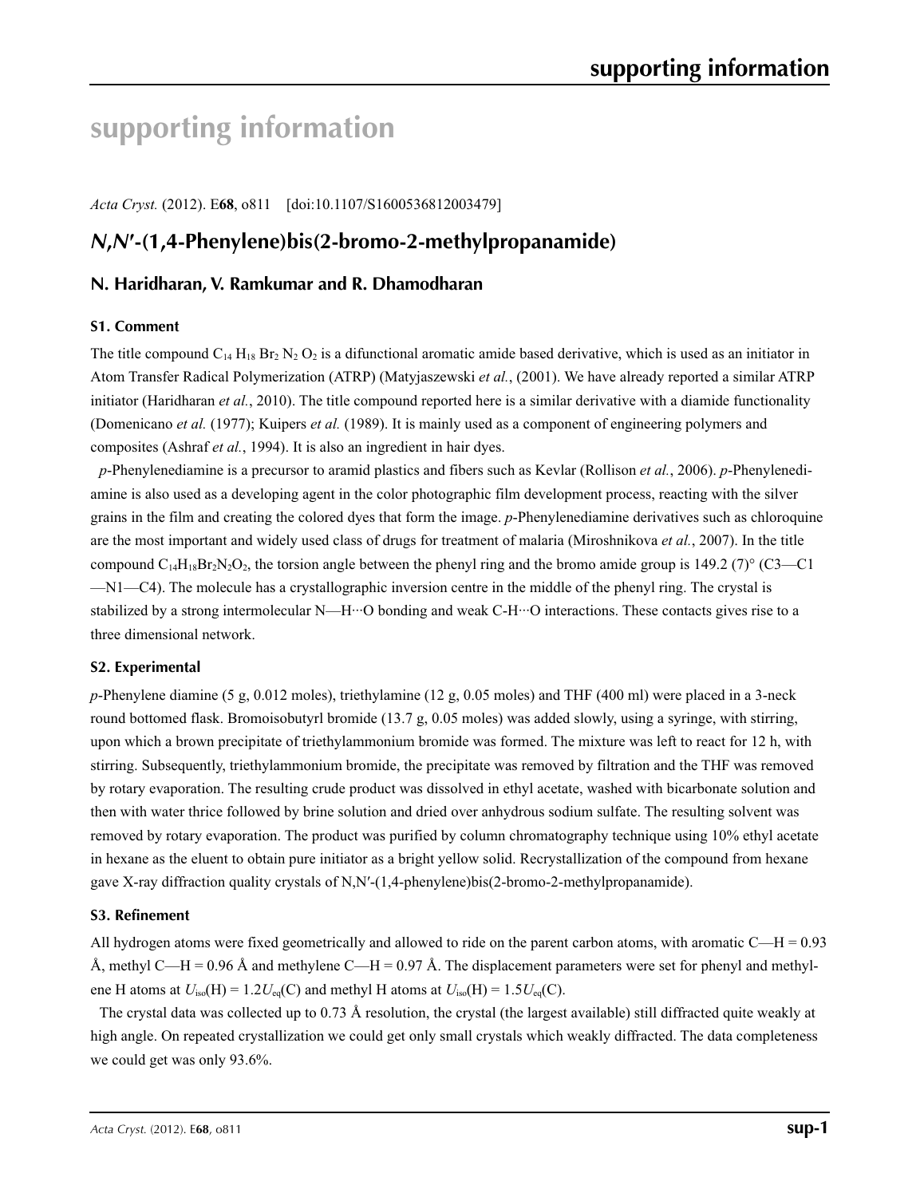# supporting information

*Acta Cryst.* (2012). E**68**, o811 [doi:10.1107/S1600536812003479]

## *N,N′*-(1,4-Phenylene)bis(2-bromo-2-methylpropanamide)

### N. Haridharan, V. Ramkumar and R. Dhamodharan

#### S1. Comment

The title compound $C_{14} H_{18} Br_2 N_2 O_2$ is a difunctional aromatic amide based derivative, which is used as an initiator in Atom Transfer Radical Polymerization (ATRP) (Matyjaszewski *et al.*, (2001). We have already reported a similar ATRP initiator (Haridharan *et al.*, 2010). The title compound reported here is a similar derivative with a diamide functionality (Domenicano *et al.* (1977); Kuipers *et al.* (1989). It is mainly used as a component of engineering polymers and composites (Ashraf *et al.*, 1994). It is also an ingredient in hair dyes.

*p*-Phenylenediamine is a precursor to aramid plastics and fibers such as Kevlar (Rollison *et al.*, 2006). *p*-Phenylenediamine is also used as a developing agent in the color photographic film development process, reacting with the silver grains in the film and creating the colored dyes that form the image. *p*-Phenylenediamine derivatives such as chloroquine are the most important and widely used class of drugs for treatment of malaria (Miroshnikova *et al.*, 2007). In the title compound $C_{14}H_{18}Br_2N_2O_2$, the torsion angle between the phenyl ring and the bromo amide group is 149.2 (7)° (C3—C1—N1—C4). The molecule has a crystallographic inversion centre in the middle of the phenyl ring. The crystal is stabilized by a strong intermolecular N—H···O bonding and weak C-H···O interactions. These contacts gives rise to a three dimensional network.

#### S2. Experimental

*p*-Phenylene diamine (5 g, 0.012 moles), triethylamine (12 g, 0.05 moles) and THF (400 ml) were placed in a 3-neck round bottomed flask. Bromoisobutyrl bromide (13.7 g, 0.05 moles) was added slowly, using a syringe, with stirring, upon which a brown precipitate of triethylammonium bromide was formed. The mixture was left to react for 12 h, with stirring. Subsequently, triethylammonium bromide, the precipitate was removed by filtration and the THF was removed by rotary evaporation. The resulting crude product was dissolved in ethyl acetate, washed with bicarbonate solution and then with water thrice followed by brine solution and dried over anhydrous sodium sulfate. The resulting solvent was removed by rotary evaporation. The product was purified by column chromatography technique using 10% ethyl acetate in hexane as the eluent to obtain pure initiator as a bright yellow solid. Recrystallization of the compound from hexane gave X-ray diffraction quality crystals of N,N′-(1,4-phenylene)bis(2-bromo-2-methylpropanamide).

#### S3. Refinement

All hydrogen atoms were fixed geometrically and allowed to ride on the parent carbon atoms, with aromatic C—H = 0.93 Å, methyl C—H = 0.96 Å and methylene C—H = 0.97 Å. The displacement parameters were set for phenyl and methylene H atoms at $U_{iso}(H) = 1.2U_{eq}(C)$ and methyl H atoms at $U_{iso}(H) = 1.5U_{eq}(C)$.

The crystal data was collected up to 0.73 Å resolution, the crystal (the largest available) still diffracted quite weakly at high angle. On repeated crystallization we could get only small crystals which weakly diffracted. The data completeness we could get was only 93.6%.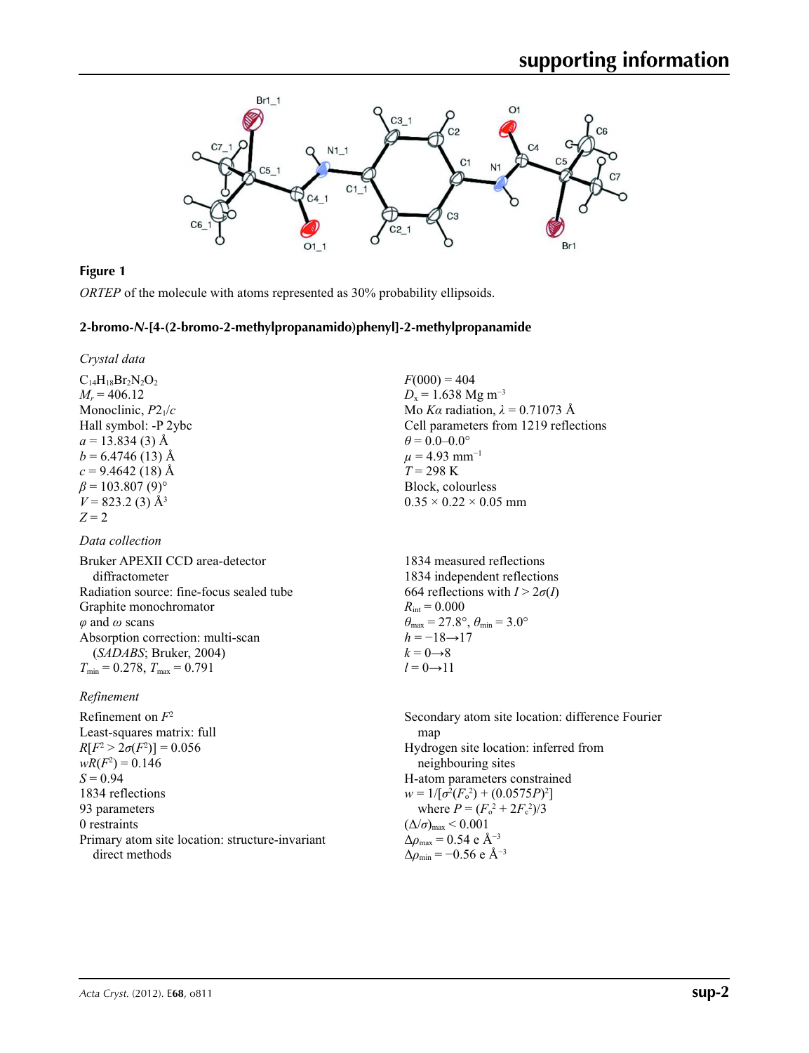**Figure 1**

*ORTEP* of the molecule with atoms represented as 30% probability ellipsoids.

### 2-bromo-*N*-[4-(2-bromo-2-methylpropanamido)phenyl]-2-methylpropanamide

*Crystal data*

$C_{14}H_{18}Br_2N_2O_2$
$M_r = 406.12$
Monoclinic, $P2_1/c$
Hall symbol: -P 2ybc
$a = 13.834$ (3) Å
$b = 6.4746$ (13) Å
$c = 9.4642$ (18) Å
$\beta = 103.807$ (9)°
$V = 823.2$ (3) Å$^3$
$Z = 2$
$F(000) = 404$
$D_x = 1.638$ Mg m$^{-3}$
Mo $K\alpha$ radiation, $\lambda = 0.71073$ Å
Cell parameters from 1219 reflections
$\theta = 0.0$–$0.0°$
$\mu = 4.93$ mm$^{-1}$
$T = 298$ K
Block, colourless
0.35 × 0.22 × 0.05 mm

*Data collection*

Bruker APEXII CCD area-detector diffractometer
Radiation source: fine-focus sealed tube
Graphite monochromator
$\varphi$ and $\omega$ scans
Absorption correction: multi-scan (*SADABS*; Bruker, 2004)
$T_{min} = 0.278$, $T_{max} = 0.791$
1834 measured reflections
1834 independent reflections
664 reflections with $I > 2\sigma(I)$
$R_{int} = 0.000$
$\theta_{max} = 27.8°$, $\theta_{min} = 3.0°$
$h = -18 \rightarrow 17$
$k = 0 \rightarrow 8$
$l = 0 \rightarrow 11$

*Refinement*

Refinement on $F^2$
Least-squares matrix: full
$R[F^2 > 2\sigma(F^2)] = 0.056$
$wR(F^2) = 0.146$
$S = 0.94$
1834 reflections
93 parameters
0 restraints
Primary atom site location: structure-invariant direct methods
Secondary atom site location: difference Fourier map
Hydrogen site location: inferred from neighbouring sites
H-atom parameters constrained
$w = 1/[\sigma^2(F_o^2) + (0.0575P)^2]$ where $P = (F_o^2 + 2F_c^2)/3$
$(\Delta/\sigma)_{max} < 0.001$
$\Delta\rho_{max} = 0.54$ e Å$^{-3}$
$\Delta\rho_{min} = -0.56$ e Å$^{-3}$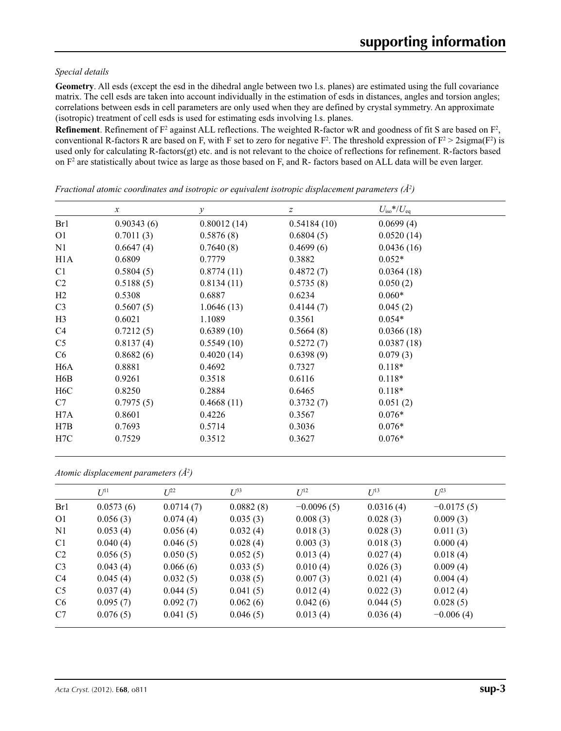*Special details*

**Geometry**. All esds (except the esd in the dihedral angle between two l.s. planes) are estimated using the full covariance matrix. The cell esds are taken into account individually in the estimation of esds in distances, angles and torsion angles; correlations between esds in cell parameters are only used when they are defined by crystal symmetry. An approximate (isotropic) treatment of cell esds is used for estimating esds involving l.s. planes.

**Refinement**. Refinement of $F^2$ against ALL reflections. The weighted R-factor wR and goodness of fit S are based on $F^2$, conventional R-factors R are based on F, with F set to zero for negative $F^2$. The threshold expression of $F^2 > 2\text{sigma}(F^2)$ is used only for calculating R-factors(gt) etc. and is not relevant to the choice of reflections for refinement. R-factors based on $F^2$ are statistically about twice as large as those based on F, and R- factors based on ALL data will be even larger.

*Fractional atomic coordinates and isotropic or equivalent isotropic displacement parameters (Å²)*

| | $x$ | $y$ | $z$ | $U_{iso}$*/$U_{eq}$ |
|---|---|---|---|---|
| Br1 | 0.90343 (6) | 0.80012 (14) | 0.54184 (10) | 0.0699 (4) |
| O1 | 0.7011 (3) | 0.5876 (8) | 0.6804 (5) | 0.0520 (14) |
| N1 | 0.6647 (4) | 0.7640 (8) | 0.4699 (6) | 0.0436 (16) |
| H1A | 0.6809 | 0.7779 | 0.3882 | 0.052* |
| C1 | 0.5804 (5) | 0.8774 (11) | 0.4872 (7) | 0.0364 (18) |
| C2 | 0.5188 (5) | 0.8134 (11) | 0.5735 (8) | 0.050 (2) |
| H2 | 0.5308 | 0.6887 | 0.6234 | 0.060* |
| C3 | 0.5607 (5) | 1.0646 (13) | 0.4144 (7) | 0.045 (2) |
| H3 | 0.6021 | 1.1089 | 0.3561 | 0.054* |
| C4 | 0.7212 (5) | 0.6389 (10) | 0.5664 (8) | 0.0366 (18) |
| C5 | 0.8137 (4) | 0.5549 (10) | 0.5272 (7) | 0.0387 (18) |
| C6 | 0.8682 (6) | 0.4020 (14) | 0.6398 (9) | 0.079 (3) |
| H6A | 0.8881 | 0.4692 | 0.7327 | 0.118* |
| H6B | 0.9261 | 0.3518 | 0.6116 | 0.118* |
| H6C | 0.8250 | 0.2884 | 0.6465 | 0.118* |
| C7 | 0.7975 (5) | 0.4668 (11) | 0.3732 (7) | 0.051 (2) |
| H7A | 0.8601 | 0.4226 | 0.3567 | 0.076* |
| H7B | 0.7693 | 0.5714 | 0.3036 | 0.076* |
| H7C | 0.7529 | 0.3512 | 0.3627 | 0.076* |

*Atomic displacement parameters (Å²)*

| | $U^{11}$ | $U^{22}$ | $U^{33}$ | $U^{12}$ | $U^{13}$ | $U^{23}$ |
|---|---|---|---|---|---|---|
| Br1 | 0.0573 (6) | 0.0714 (7) | 0.0882 (8) | −0.0096 (5) | 0.0316 (4) | −0.0175 (5) |
| O1 | 0.056 (3) | 0.074 (4) | 0.035 (3) | 0.008 (3) | 0.028 (3) | 0.009 (3) |
| N1 | 0.053 (4) | 0.056 (4) | 0.032 (4) | 0.018 (3) | 0.028 (3) | 0.011 (3) |
| C1 | 0.040 (4) | 0.046 (5) | 0.028 (4) | 0.003 (3) | 0.018 (3) | 0.000 (4) |
| C2 | 0.056 (5) | 0.050 (5) | 0.052 (5) | 0.013 (4) | 0.027 (4) | 0.018 (4) |
| C3 | 0.043 (4) | 0.066 (6) | 0.033 (5) | 0.010 (4) | 0.026 (3) | 0.009 (4) |
| C4 | 0.045 (4) | 0.032 (5) | 0.038 (5) | 0.007 (3) | 0.021 (4) | 0.004 (4) |
| C5 | 0.037 (4) | 0.044 (5) | 0.041 (5) | 0.012 (4) | 0.022 (3) | 0.012 (4) |
| C6 | 0.095 (7) | 0.092 (7) | 0.062 (6) | 0.042 (6) | 0.044 (5) | 0.028 (5) |
| C7 | 0.076 (5) | 0.041 (5) | 0.046 (5) | 0.013 (4) | 0.036 (4) | −0.006 (4) |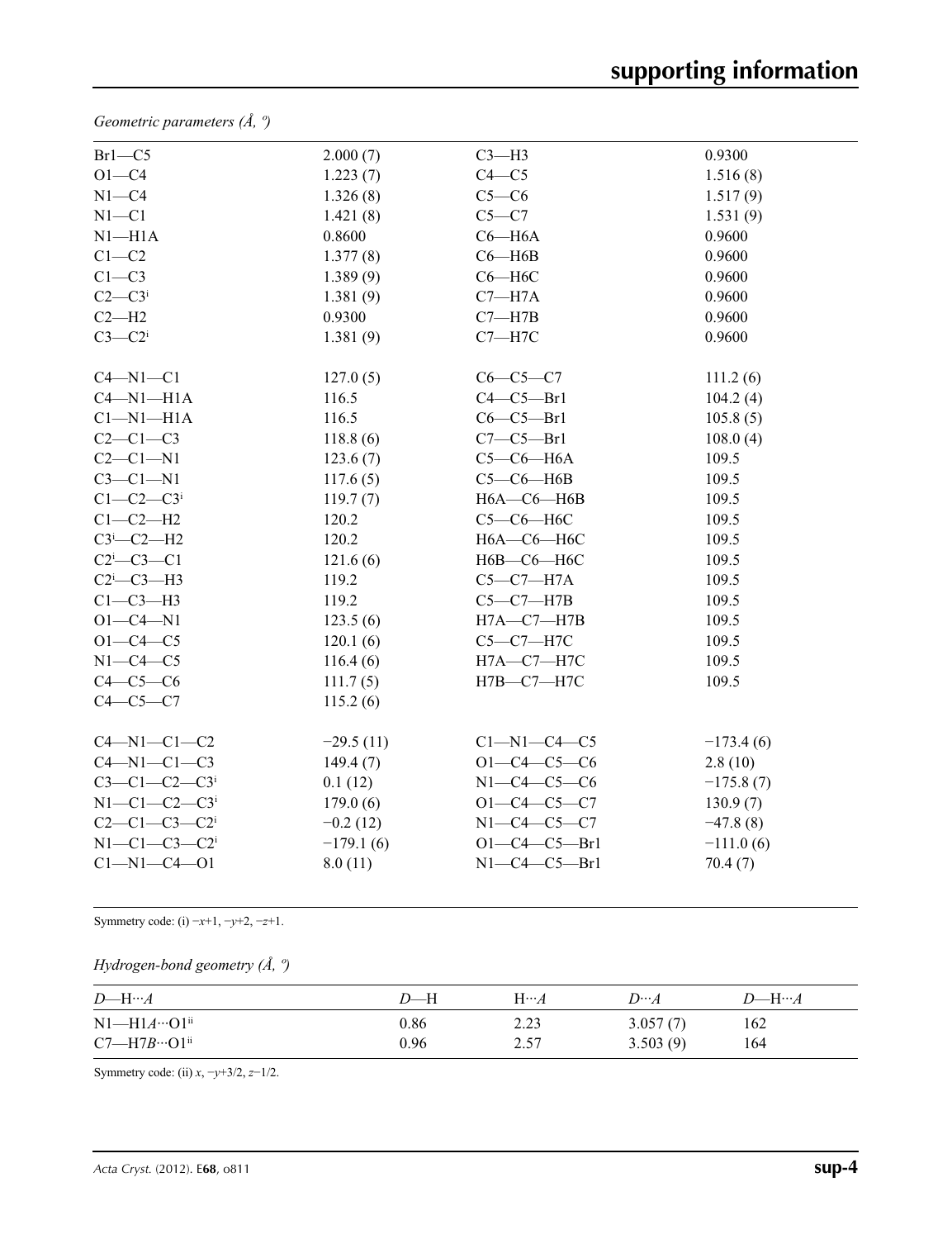*Geometric parameters (Å, º)*

| | | | |
|---|---|---|---|
| Br1—C5 | 2.000 (7) | C3—H3 | 0.9300 |
| O1—C4 | 1.223 (7) | C4—C5 | 1.516 (8) |
| N1—C4 | 1.326 (8) | C5—C6 | 1.517 (9) |
| N1—C1 | 1.421 (8) | C5—C7 | 1.531 (9) |
| N1—H1A | 0.8600 | C6—H6A | 0.9600 |
| C1—C2 | 1.377 (8) | C6—H6B | 0.9600 |
| C1—C3 | 1.389 (9) | C6—H6C | 0.9600 |
| C2—C3$^{i}$ | 1.381 (9) | C7—H7A | 0.9600 |
| C2—H2 | 0.9300 | C7—H7B | 0.9600 |
| C3—C2$^{i}$ | 1.381 (9) | C7—H7C | 0.9600 |
| | | | |
| C4—N1—C1 | 127.0 (5) | C6—C5—C7 | 111.2 (6) |
| C4—N1—H1A | 116.5 | C4—C5—Br1 | 104.2 (4) |
| C1—N1—H1A | 116.5 | C6—C5—Br1 | 105.8 (5) |
| C2—C1—C3 | 118.8 (6) | C7—C5—Br1 | 108.0 (4) |
| C2—C1—N1 | 123.6 (7) | C5—C6—H6A | 109.5 |
| C3—C1—N1 | 117.6 (5) | C5—C6—H6B | 109.5 |
| C1—C2—C3$^{i}$ | 119.7 (7) | H6A—C6—H6B | 109.5 |
| C1—C2—H2 | 120.2 | C5—C6—H6C | 109.5 |
| C3$^{i}$—C2—H2 | 120.2 | H6A—C6—H6C | 109.5 |
| C2$^{i}$—C3—C1 | 121.6 (6) | H6B—C6—H6C | 109.5 |
| C2$^{i}$—C3—H3 | 119.2 | C5—C7—H7A | 109.5 |
| C1—C3—H3 | 119.2 | C5—C7—H7B | 109.5 |
| O1—C4—N1 | 123.5 (6) | H7A—C7—H7B | 109.5 |
| O1—C4—C5 | 120.1 (6) | C5—C7—H7C | 109.5 |
| N1—C4—C5 | 116.4 (6) | H7A—C7—H7C | 109.5 |
| C4—C5—C6 | 111.7 (5) | H7B—C7—H7C | 109.5 |
| C4—C5—C7 | 115.2 (6) | | |
| | | | |
| C4—N1—C1—C2 | −29.5 (11) | C1—N1—C4—C5 | −173.4 (6) |
| C4—N1—C1—C3 | 149.4 (7) | O1—C4—C5—C6 | 2.8 (10) |
| C3—C1—C2—C3$^{i}$ | 0.1 (12) | N1—C4—C5—C6 | −175.8 (7) |
| N1—C1—C2—C3$^{i}$ | 179.0 (6) | O1—C4—C5—C7 | 130.9 (7) |
| C2—C1—C3—C2$^{i}$ | −0.2 (12) | N1—C4—C5—C7 | −47.8 (8) |
| N1—C1—C3—C2$^{i}$ | −179.1 (6) | O1—C4—C5—Br1 | −111.0 (6) |
| C1—N1—C4—O1 | 8.0 (11) | N1—C4—C5—Br1 | 70.4 (7) |

Symmetry code: (i) $-x+1, -y+2, -z+1$.

*Hydrogen-bond geometry (Å, º)*

| *D*—H···*A* | *D*—H | H···*A* | *D*···*A* | *D*—H···*A* |
|---|---|---|---|---|
| N1—H1*A*···O1$^{ii}$ | 0.86 | 2.23 | 3.057 (7) | 162 |
| C7—H7*B*···O1$^{ii}$ | 0.96 | 2.57 | 3.503 (9) | 164 |

Symmetry code: (ii) $x, -y+3/2, z-1/2$.